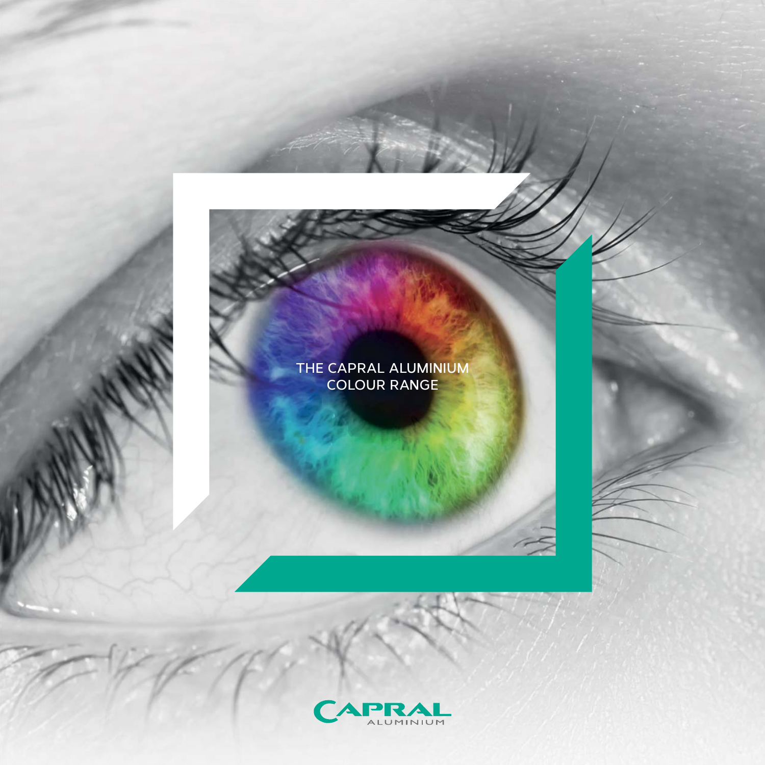# THE CAPRAL ALUMINIUM COLOUR RANGE

CAPRAL ALUMINIUM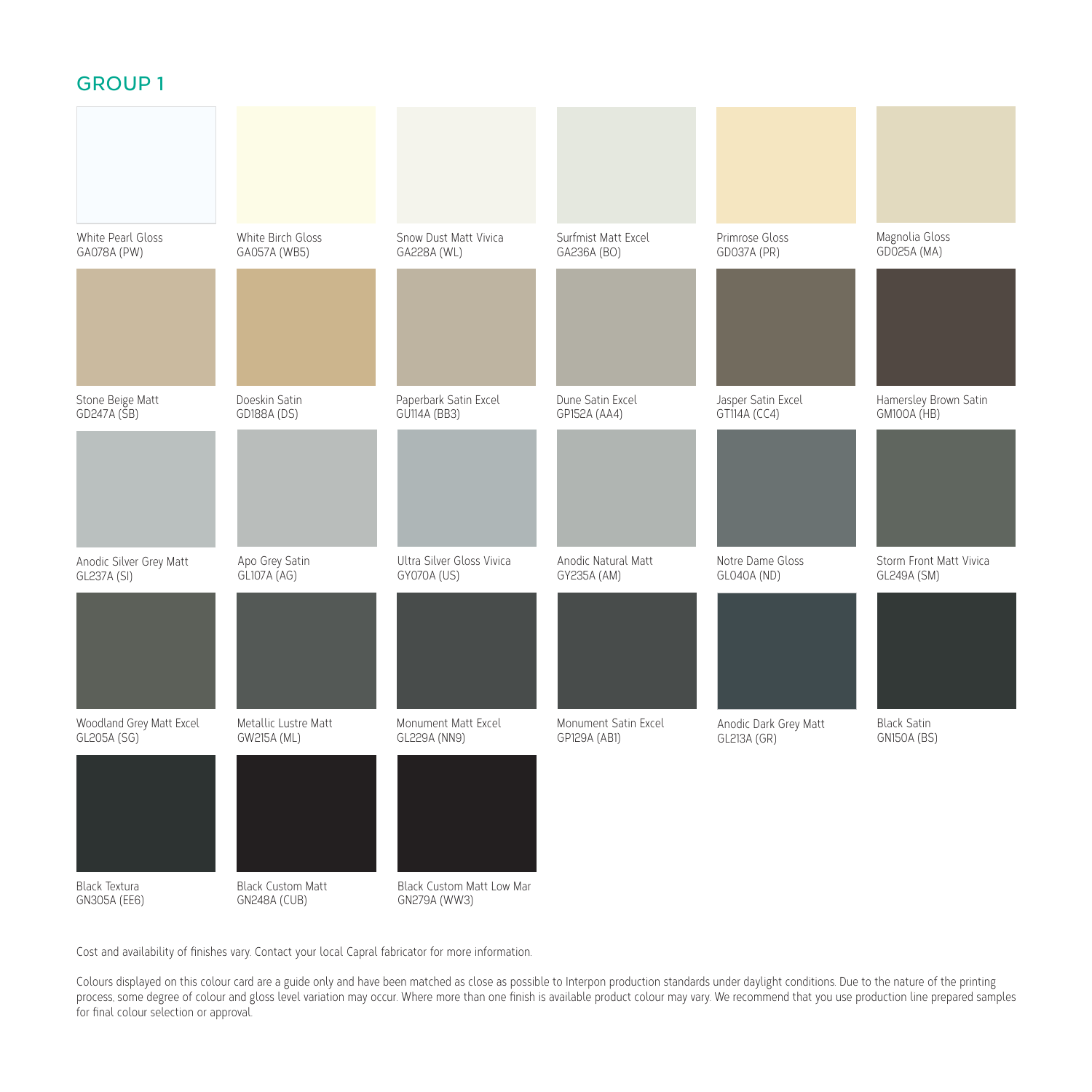## GROUP 1

White Pearl Gloss
GA078A (PW)

White Birch Gloss
GA057A (WB5)

Snow Dust Matt Vivica
GA228A (WL)

Surfmist Matt Excel
GA236A (BO)

Primrose Gloss
GD037A (PR)

Magnolia Gloss
GD025A (MA)

Stone Beige Matt
GD247A (SB)

Doeskin Satin
GD188A (DS)

Paperbark Satin Excel
GU114A (BB3)

Dune Satin Excel
GP152A (AA4)

Jasper Satin Excel
GT114A (CC4)

Hamersley Brown Satin
GM100A (HB)

Anodic Silver Grey Matt
GL237A (SI)

Apo Grey Satin
GL107A (AG)

Ultra Silver Gloss Vivica
GY070A (US)

Anodic Natural Matt
GY235A (AM)

Notre Dame Gloss
GL040A (ND)

Storm Front Matt Vivica
GL249A (SM)

Woodland Grey Matt Excel
GL205A (SG)

Metallic Lustre Matt
GW215A (ML)

Monument Matt Excel
GL229A (NN9)

Monument Satin Excel
GP129A (AB1)

Anodic Dark Grey Matt
GL213A (GR)

Black Satin
GN150A (BS)

Black Textura
GN305A (EE6)

Black Custom Matt
GN248A (CUB)

Black Custom Matt Low Mar
GN279A (WW3)

Cost and availability of finishes vary. Contact your local Capral fabricator for more information.

Colours displayed on this colour card are a guide only and have been matched as close as possible to Interpon production standards under daylight conditions. Due to the nature of the printing process, some degree of colour and gloss level variation may occur. Where more than one finish is available product colour may vary. We recommend that you use production line prepared samples for final colour selection or approval.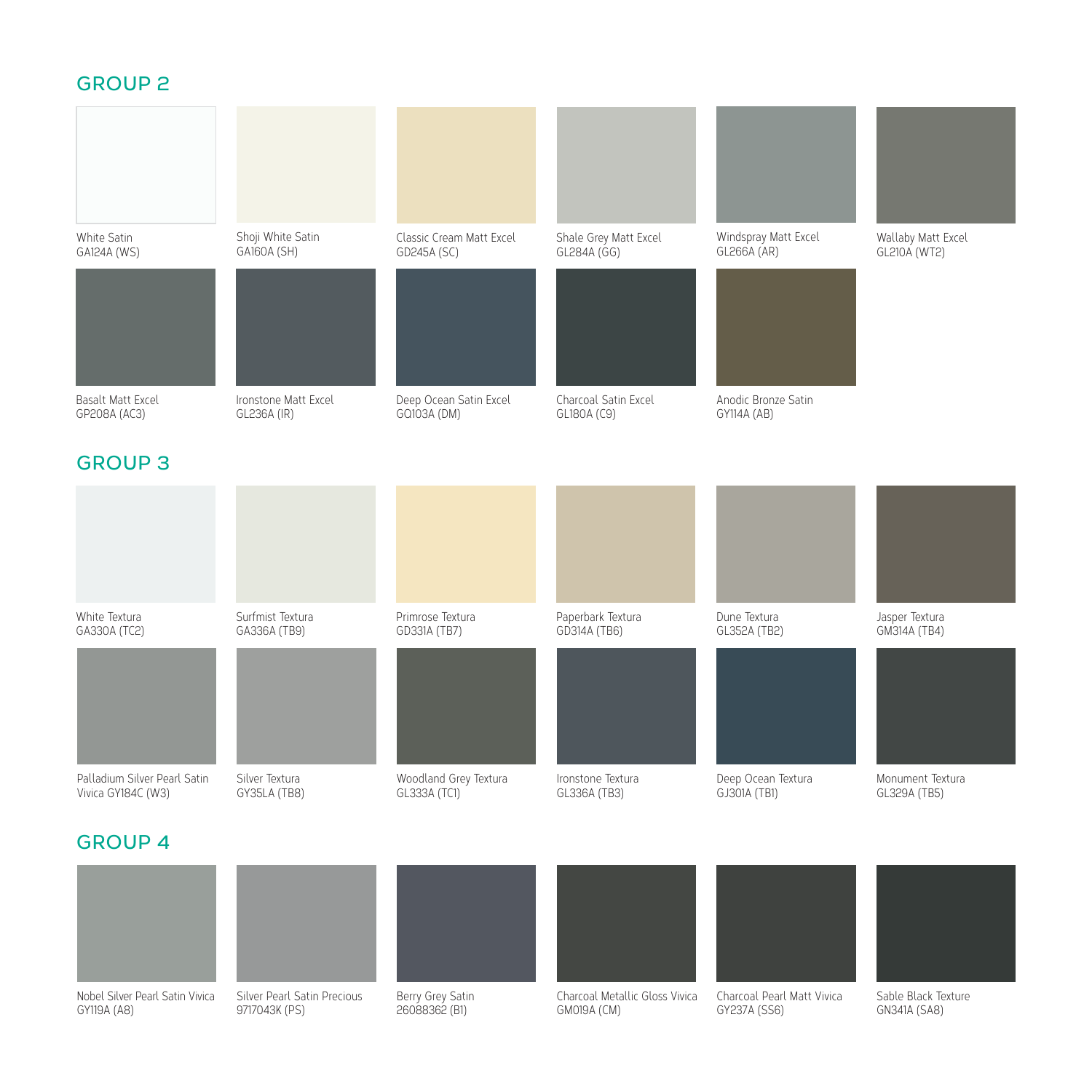## GROUP 2

White Satin
GA124A (WS)

Shoji White Satin
GA160A (SH)

Classic Cream Matt Excel
GD245A (SC)

Shale Grey Matt Excel
GL284A (GG)

Windspray Matt Excel
GL266A (AR)

Wallaby Matt Excel
GL210A (WT2)

Basalt Matt Excel
GP208A (AC3)

Ironstone Matt Excel
GL236A (IR)

Deep Ocean Satin Excel
GQ103A (DM)

Charcoal Satin Excel
GL180A (C9)

Anodic Bronze Satin
GY114A (AB)

## GROUP 3

White Textura
GA330A (TC2)

Surfmist Textura
GA336A (TB9)

Primrose Textura
GD331A (TB7)

Paperbark Textura
GD314A (TB6)

Dune Textura
GL352A (TB2)

Jasper Textura
GM314A (TB4)

Palladium Silver Pearl Satin Vivica GY184C (W3)

Silver Textura
GY35LA (TB8)

Woodland Grey Textura
GL333A (TC1)

Ironstone Textura
GL336A (TB3)

Deep Ocean Textura
GJ301A (TB1)

Monument Textura
GL329A (TB5)

## GROUP 4

Nobel Silver Pearl Satin Vivica
GY119A (A8)

Silver Pearl Satin Precious
9717043K (PS)

Berry Grey Satin
26088362 (B1)

Charcoal Metallic Gloss Vivica
GM019A (CM)

Charcoal Pearl Matt Vivica
GY237A (SS6)

Sable Black Texture
GN341A (SA8)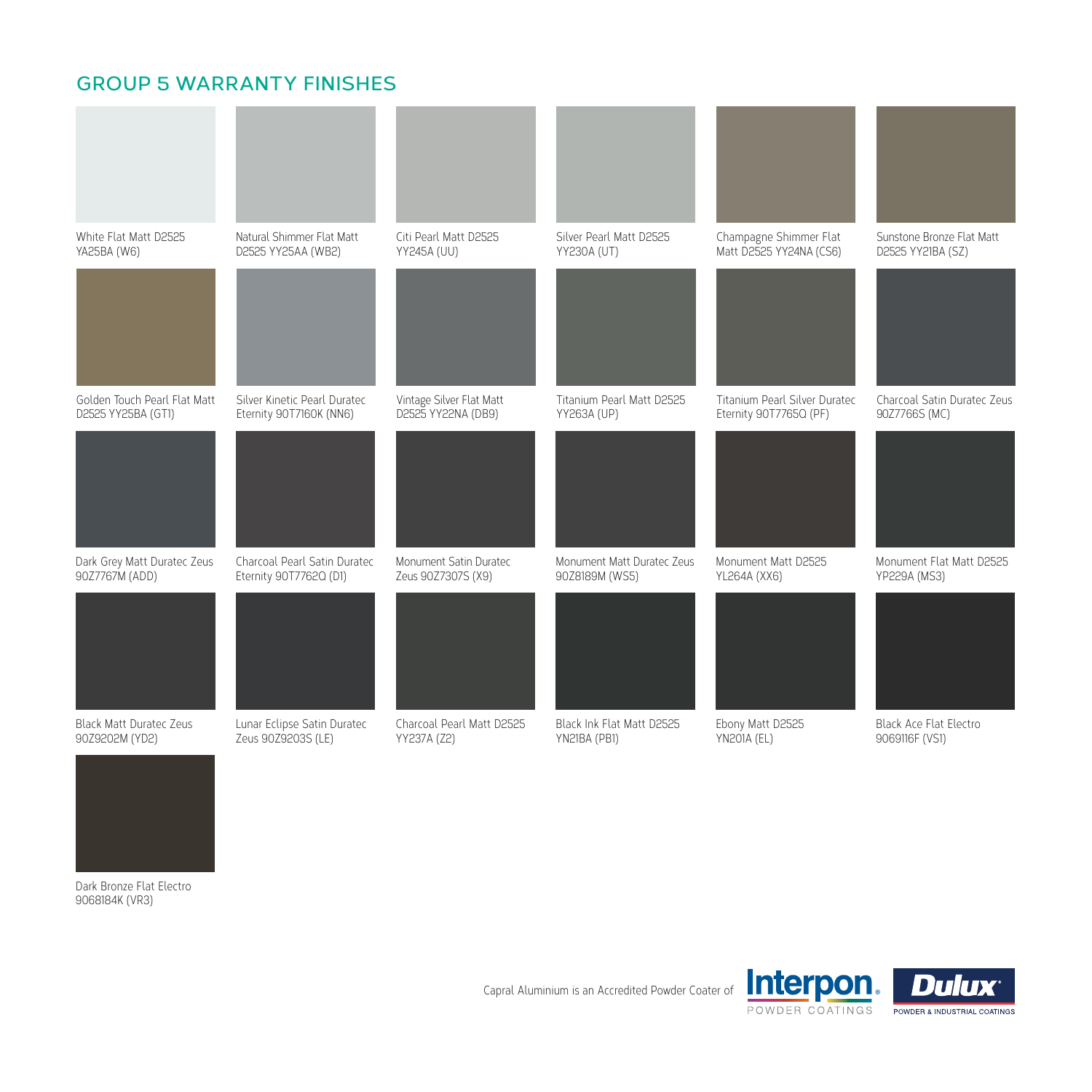## GROUP 5 WARRANTY FINISHES

White Flat Matt D2525 YA25BA (W6)

Natural Shimmer Flat Matt D2525 YY25AA (WB2)

Citi Pearl Matt D2525 YY245A (UU)

Silver Pearl Matt D2525 YY230A (UT)

Champagne Shimmer Flat Matt D2525 YY24NA (CS6)

Sunstone Bronze Flat Matt D2525 YY21BA (SZ)

Golden Touch Pearl Flat Matt D2525 YY25BA (GT1)

Silver Kinetic Pearl Duratec Eternity 90T7160K (NN6)

Vintage Silver Flat Matt D2525 YY22NA (DB9)

Titanium Pearl Matt D2525 YY263A (UP)

Titanium Pearl Silver Duratec Eternity 90T7765Q (PF)

Charcoal Satin Duratec Zeus 90Z7766S (MC)

Dark Grey Matt Duratec Zeus 90Z7767M (ADD)

Charcoal Pearl Satin Duratec Eternity 90T7762Q (D1)

Monument Satin Duratec Zeus 90Z7307S (X9)

Monument Matt Duratec Zeus 90Z8189M (WS5)

Monument Matt D2525 YL264A (XX6)

Monument Flat Matt D2525 YP229A (MS3)

Black Matt Duratec Zeus 90Z9202M (YD2)

Lunar Eclipse Satin Duratec Zeus 90Z9203S (LE)

Charcoal Pearl Matt D2525 YY237A (Z2)

Black Ink Flat Matt D2525 YN21BA (PB1)

Ebony Matt D2525 YN201A (EL)

Black Ace Flat Electro 9069116F (VS1)

Dark Bronze Flat Electro 9068184K (VR3)

Capral Aluminium is an Accredited Powder Coater of Interpon POWDER COATINGS Dulux POWDER & INDUSTRIAL COATINGS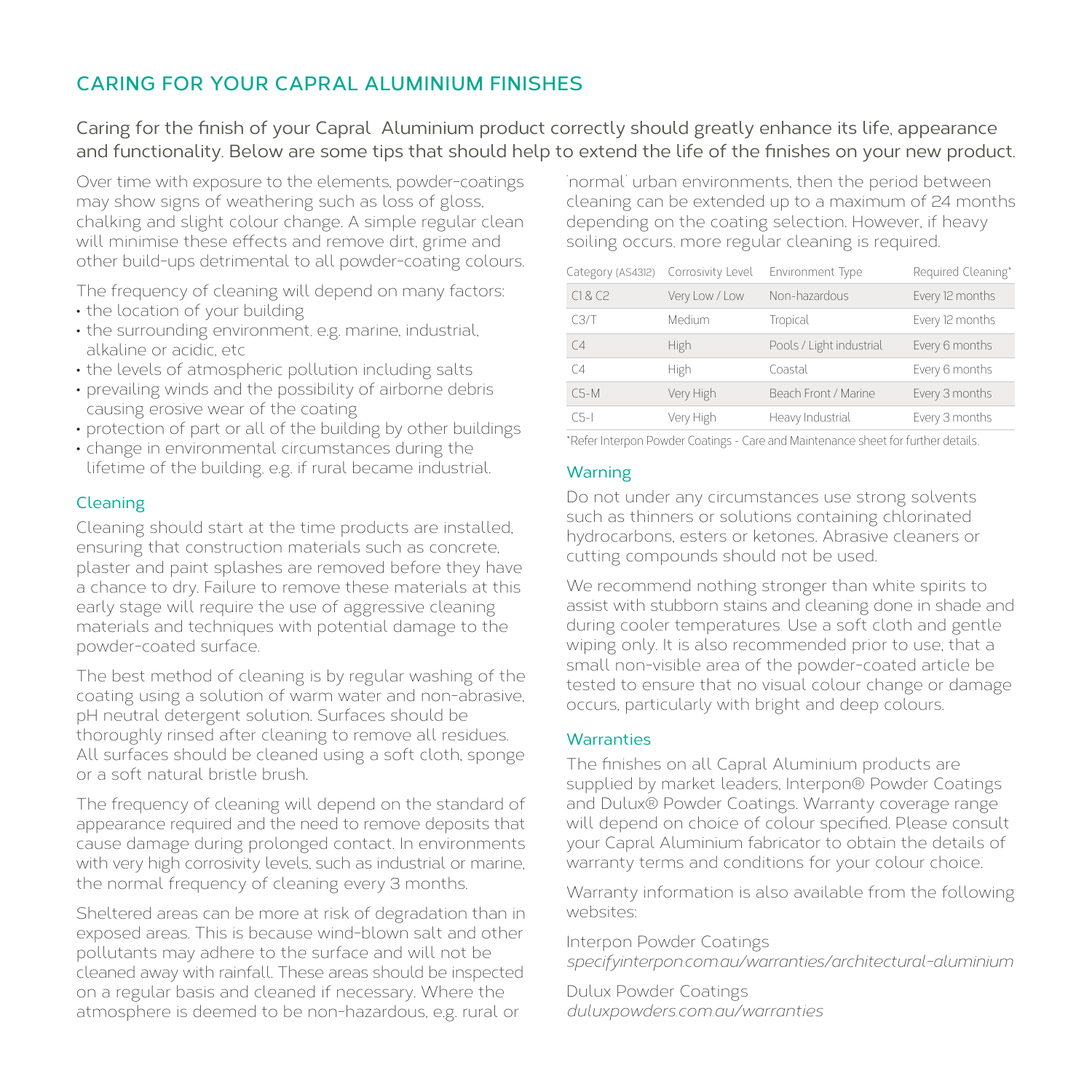# CARING FOR YOUR CAPRAL ALUMINIUM FINISHES

Caring for the finish of your Capral Aluminium product correctly should greatly enhance its life, appearance and functionality. Below are some tips that should help to extend the life of the finishes on your new product.

Over time with exposure to the elements, powder-coatings may show signs of weathering such as loss of gloss, chalking and slight colour change. A simple regular clean will minimise these effects and remove dirt, grime and other build-ups detrimental to all powder-coating colours.

The frequency of cleaning will depend on many factors:

- the location of your building
- the surrounding environment. e.g. marine, industrial, alkaline or acidic, etc
- the levels of atmospheric pollution including salts
- prevailing winds and the possibility of airborne debris causing erosive wear of the coating
- protection of part or all of the building by other buildings
- change in environmental circumstances during the lifetime of the building. e.g. if rural became industrial.

## Cleaning

Cleaning should start at the time products are installed, ensuring that construction materials such as concrete, plaster and paint splashes are removed before they have a chance to dry. Failure to remove these materials at this early stage will require the use of aggressive cleaning materials and techniques with potential damage to the powder-coated surface.

The best method of cleaning is by regular washing of the coating using a solution of warm water and non-abrasive, pH neutral detergent solution. Surfaces should be thoroughly rinsed after cleaning to remove all residues. All surfaces should be cleaned using a soft cloth, sponge or a soft natural bristle brush.

The frequency of cleaning will depend on the standard of appearance required and the need to remove deposits that cause damage during prolonged contact. In environments with very high corrosivity levels, such as industrial or marine, the normal frequency of cleaning every 3 months.

Sheltered areas can be more at risk of degradation than in exposed areas. This is because wind-blown salt and other pollutants may adhere to the surface and will not be cleaned away with rainfall. These areas should be inspected on a regular basis and cleaned if necessary. Where the atmosphere is deemed to be non-hazardous, e.g. rural or 'normal' urban environments, then the period between cleaning can be extended up to a maximum of 24 months depending on the coating selection. However, if heavy soiling occurs, more regular cleaning is required.

| Category (AS4312) | Corrosivity Level | Environment Type | Required Cleaning* |
|---|---|---|---|
| C1 & C2 | Very Low / Low | Non-hazardous | Every 12 months |
| C3/T | Medium | Tropical | Every 12 months |
| C4 | High | Pools / Light industrial | Every 6 months |
| C4 | High | Coastal | Every 6 months |
| C5-M | Very High | Beach Front / Marine | Every 3 months |
| C5-I | Very High | Heavy Industrial | Every 3 months |

*Refer Interpon Powder Coatings - Care and Maintenance sheet for further details.

## Warning

Do not under any circumstances use strong solvents such as thinners or solutions containing chlorinated hydrocarbons, esters or ketones. Abrasive cleaners or cutting compounds should not be used.

We recommend nothing stronger than white spirits to assist with stubborn stains and cleaning done in shade and during cooler temperatures. Use a soft cloth and gentle wiping only. It is also recommended prior to use, that a small non-visible area of the powder-coated article be tested to ensure that no visual colour change or damage occurs, particularly with bright and deep colours.

## Warranties

The finishes on all Capral Aluminium products are supplied by market leaders, Interpon® Powder Coatings and Dulux® Powder Coatings. Warranty coverage range will depend on choice of colour specified. Please consult your Capral Aluminium fabricator to obtain the details of warranty terms and conditions for your colour choice.

Warranty information is also available from the following websites:

Interpon Powder Coatings
*specifyinterpon.com.au/warranties/architectural-aluminium*

Dulux Powder Coatings
*duluxpowders.com.au/warranties*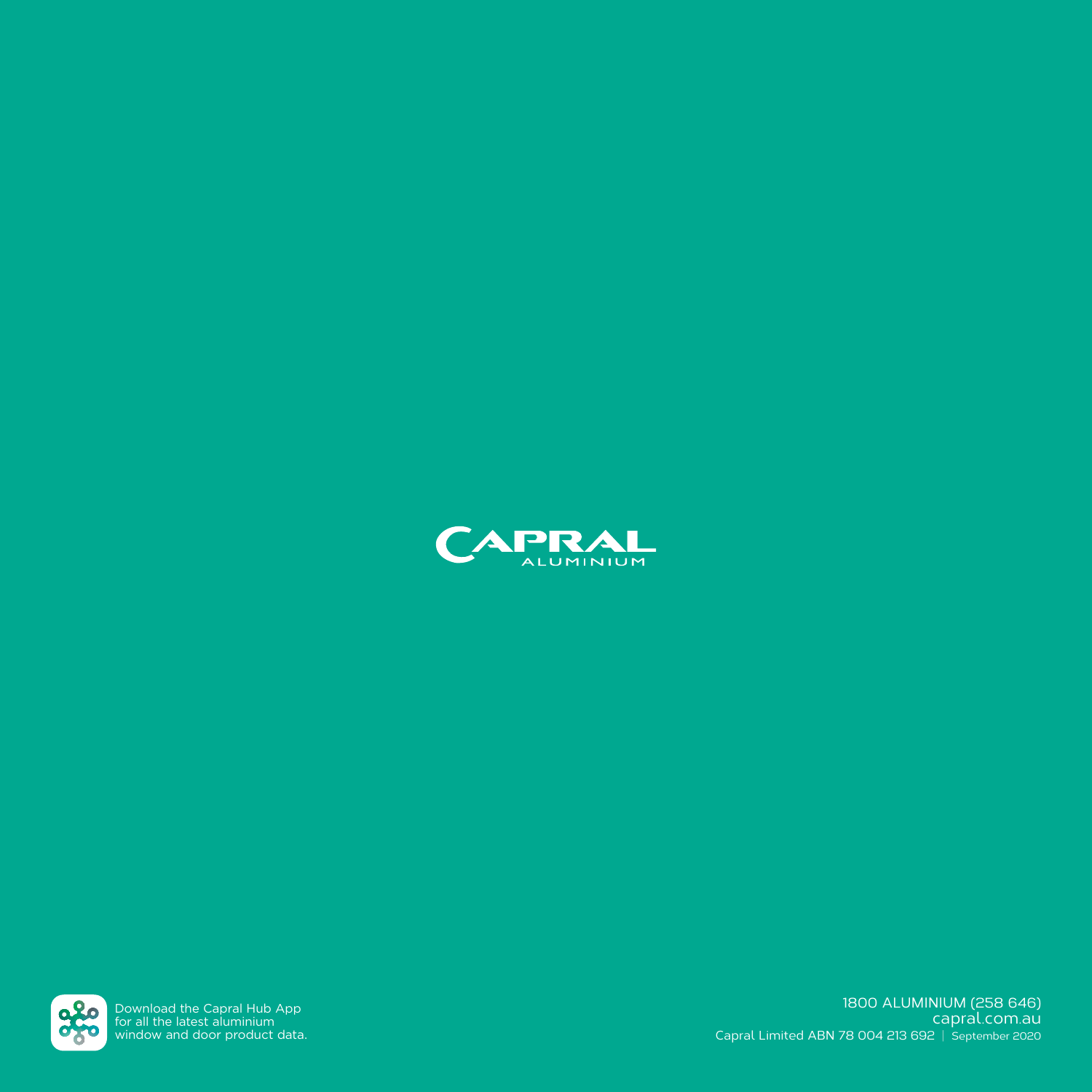CAPRAL
ALUMINIUM

Download the Capral Hub App for all the latest aluminium window and door product data.

1800 ALUMINIUM (258 646)
capral.com.au
Capral Limited ABN 78 004 213 692 | September 2020